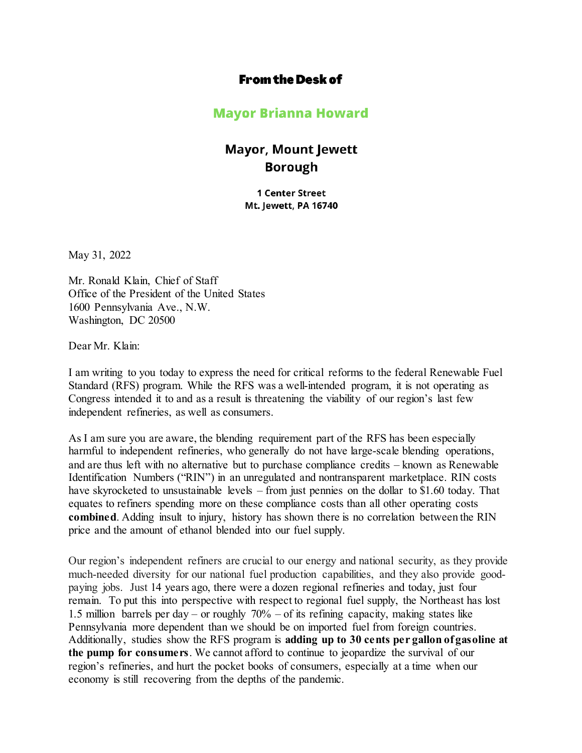**From the Desk of**

**Mayor Brianna Howard**

**Mayor, Mount Jewett Borough**

**1 Center Street**
**Mt. Jewett, PA 16740**

May 31, 2022

Mr. Ronald Klain, Chief of Staff
Office of the President of the United States
1600 Pennsylvania Ave., N.W.
Washington, DC 20500

Dear Mr. Klain:

I am writing to you today to express the need for critical reforms to the federal Renewable Fuel Standard (RFS) program. While the RFS was a well-intended program, it is not operating as Congress intended it to and as a result is threatening the viability of our region's last few independent refineries, as well as consumers.

As I am sure you are aware, the blending requirement part of the RFS has been especially harmful to independent refineries, who generally do not have large-scale blending operations, and are thus left with no alternative but to purchase compliance credits – known as Renewable Identification Numbers ("RIN") in an unregulated and nontransparent marketplace. RIN costs have skyrocketed to unsustainable levels – from just pennies on the dollar to $1.60 today. That equates to refiners spending more on these compliance costs than all other operating costs **combined**. Adding insult to injury, history has shown there is no correlation between the RIN price and the amount of ethanol blended into our fuel supply.

Our region's independent refiners are crucial to our energy and national security, as they provide much-needed diversity for our national fuel production capabilities, and they also provide good-paying jobs. Just 14 years ago, there were a dozen regional refineries and today, just four remain. To put this into perspective with respect to regional fuel supply, the Northeast has lost 1.5 million barrels per day – or roughly 70% – of its refining capacity, making states like Pennsylvania more dependent than we should be on imported fuel from foreign countries. Additionally, studies show the RFS program is **adding up to 30 cents per gallon of gasoline at the pump for consumers**. We cannot afford to continue to jeopardize the survival of our region's refineries, and hurt the pocket books of consumers, especially at a time when our economy is still recovering from the depths of the pandemic.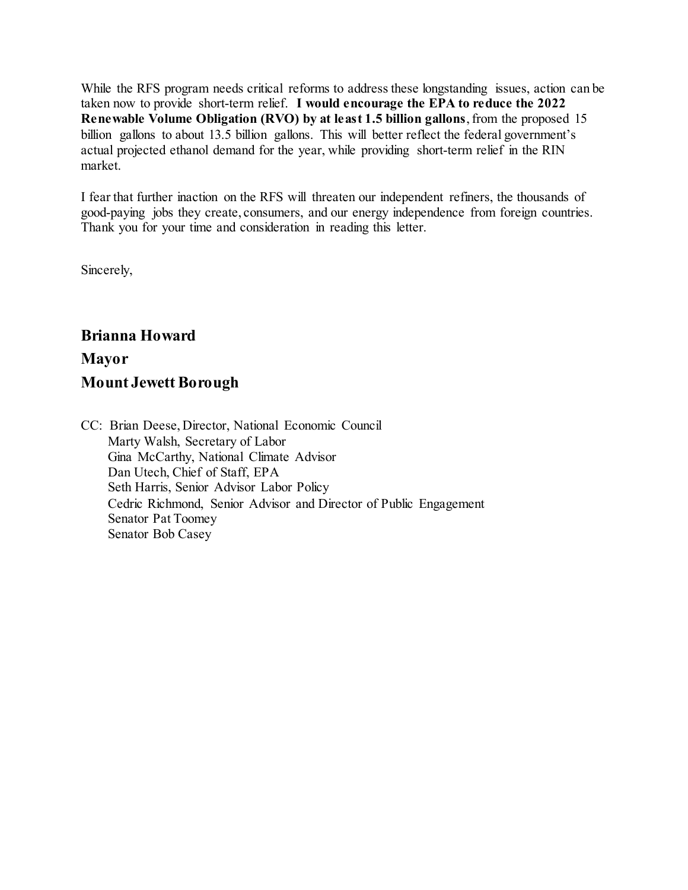While the RFS program needs critical reforms to address these longstanding issues, action can be taken now to provide short-term relief. **I would encourage the EPA to reduce the 2022 Renewable Volume Obligation (RVO) by at least 1.5 billion gallons**, from the proposed 15 billion gallons to about 13.5 billion gallons. This will better reflect the federal government's actual projected ethanol demand for the year, while providing short-term relief in the RIN market.

I fear that further inaction on the RFS will threaten our independent refiners, the thousands of good-paying jobs they create, consumers, and our energy independence from foreign countries. Thank you for your time and consideration in reading this letter.

Sincerely,

**Brianna Howard**

**Mayor**

**Mount Jewett Borough**

CC: Brian Deese, Director, National Economic Council
Marty Walsh, Secretary of Labor
Gina McCarthy, National Climate Advisor
Dan Utech, Chief of Staff, EPA
Seth Harris, Senior Advisor Labor Policy
Cedric Richmond, Senior Advisor and Director of Public Engagement
Senator Pat Toomey
Senator Bob Casey